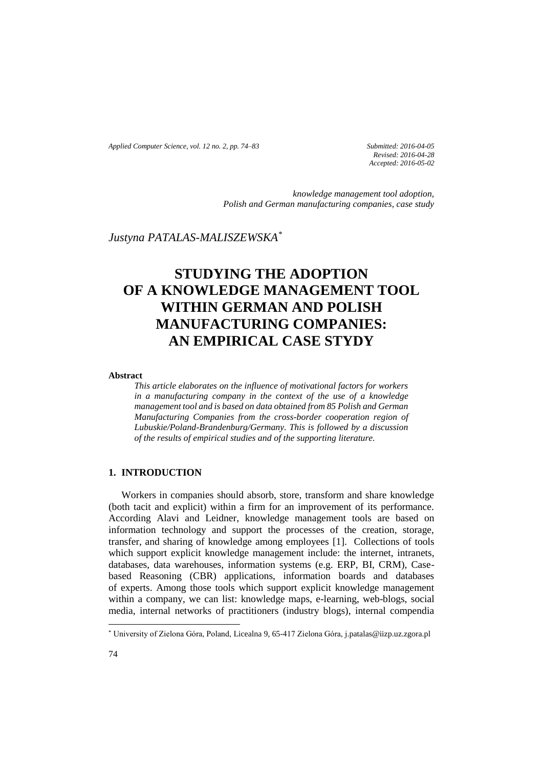Submitted: 2016-04-05
Revised: 2016-04-28
Accepted: 2016-05-02

*knowledge management tool adoption, Polish and German manufacturing companies, case study*

*Justyna PATALAS-MALISZEWSKA*[*]

# STUDYING THE ADOPTION OF A KNOWLEDGE MANAGEMENT TOOL WITHIN GERMAN AND POLISH MANUFACTURING COMPANIES: AN EMPIRICAL CASE STYDY

**Abstract**

*This article elaborates on the influence of motivational factors for workers in a manufacturing company in the context of the use of a knowledge management tool and is based on data obtained from 85 Polish and German Manufacturing Companies from the cross-border cooperation region of Lubuskie/Poland-Brandenburg/Germany. This is followed by a discussion of the results of empirical studies and of the supporting literature.*

## 1. INTRODUCTION

Workers in companies should absorb, store, transform and share knowledge (both tacit and explicit) within a firm for an improvement of its performance. According Alavi and Leidner, knowledge management tools are based on information technology and support the processes of the creation, storage, transfer, and sharing of knowledge among employees [1]. Collections of tools which support explicit knowledge management include: the internet, intranets, databases, data warehouses, information systems (e.g. ERP, BI, CRM), Case-based Reasoning (CBR) applications, information boards and databases of experts. Among those tools which support explicit knowledge management within a company, we can list: knowledge maps, e-learning, web-blogs, social media, internal networks of practitioners (industry blogs), internal compendia

[*] University of Zielona Góra, Poland, Licealna 9, 65-417 Zielona Góra, j.patalas@iizp.uz.zgora.pl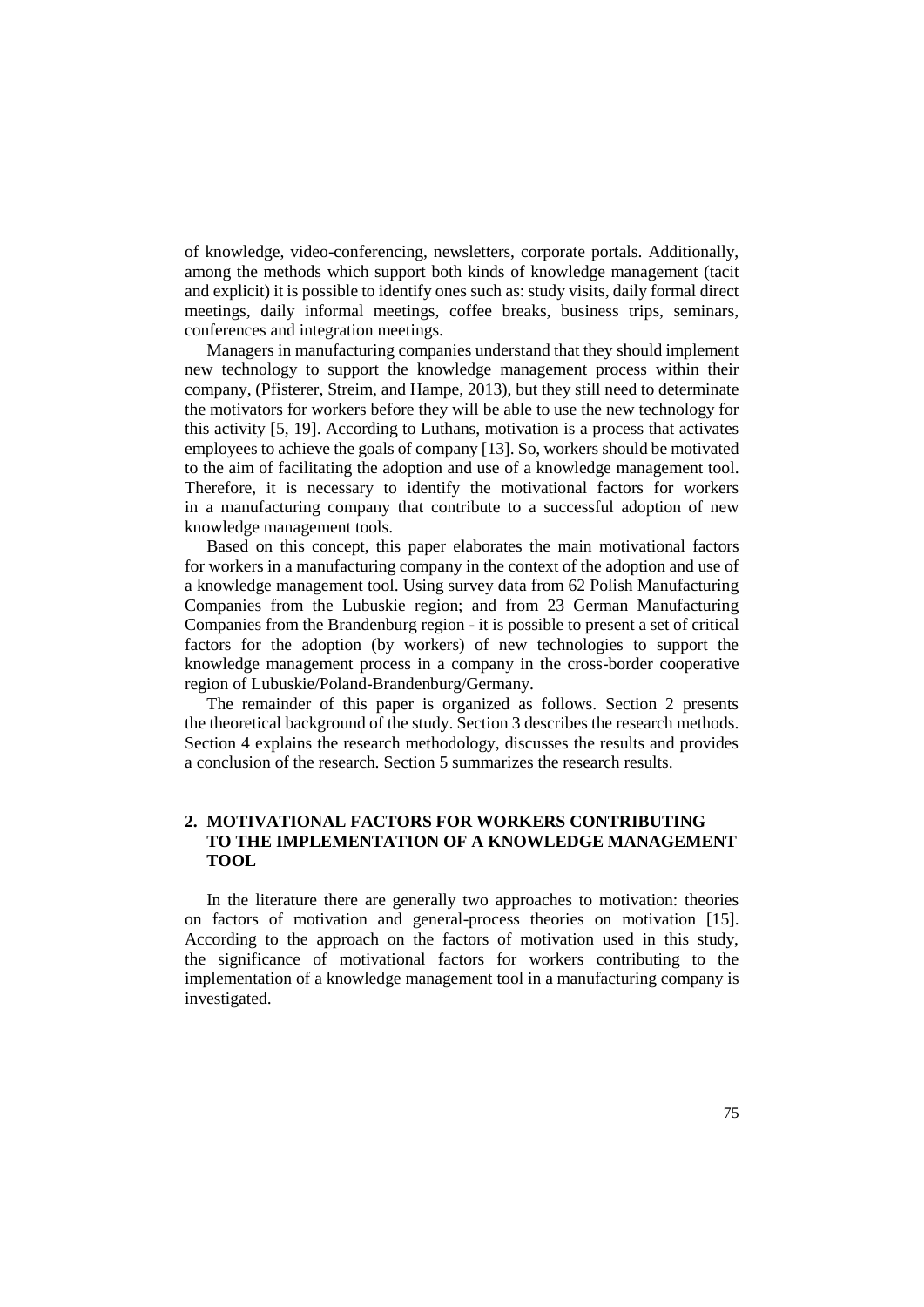of knowledge, video-conferencing, newsletters, corporate portals. Additionally, among the methods which support both kinds of knowledge management (tacit and explicit) it is possible to identify ones such as: study visits, daily formal direct meetings, daily informal meetings, coffee breaks, business trips, seminars, conferences and integration meetings.

Managers in manufacturing companies understand that they should implement new technology to support the knowledge management process within their company, (Pfisterer, Streim, and Hampe, 2013), but they still need to determinate the motivators for workers before they will be able to use the new technology for this activity [5, 19]. According to Luthans, motivation is a process that activates employees to achieve the goals of company [13]. So, workers should be motivated to the aim of facilitating the adoption and use of a knowledge management tool. Therefore, it is necessary to identify the motivational factors for workers in a manufacturing company that contribute to a successful adoption of new knowledge management tools.

Based on this concept, this paper elaborates the main motivational factors for workers in a manufacturing company in the context of the adoption and use of a knowledge management tool. Using survey data from 62 Polish Manufacturing Companies from the Lubuskie region; and from 23 German Manufacturing Companies from the Brandenburg region - it is possible to present a set of critical factors for the adoption (by workers) of new technologies to support the knowledge management process in a company in the cross-border cooperative region of Lubuskie/Poland-Brandenburg/Germany.

The remainder of this paper is organized as follows. Section 2 presents the theoretical background of the study. Section 3 describes the research methods. Section 4 explains the research methodology, discusses the results and provides a conclusion of the research. Section 5 summarizes the research results.

## 2. MOTIVATIONAL FACTORS FOR WORKERS CONTRIBUTING TO THE IMPLEMENTATION OF A KNOWLEDGE MANAGEMENT TOOL

In the literature there are generally two approaches to motivation: theories on factors of motivation and general-process theories on motivation [15]. According to the approach on the factors of motivation used in this study, the significance of motivational factors for workers contributing to the implementation of a knowledge management tool in a manufacturing company is investigated.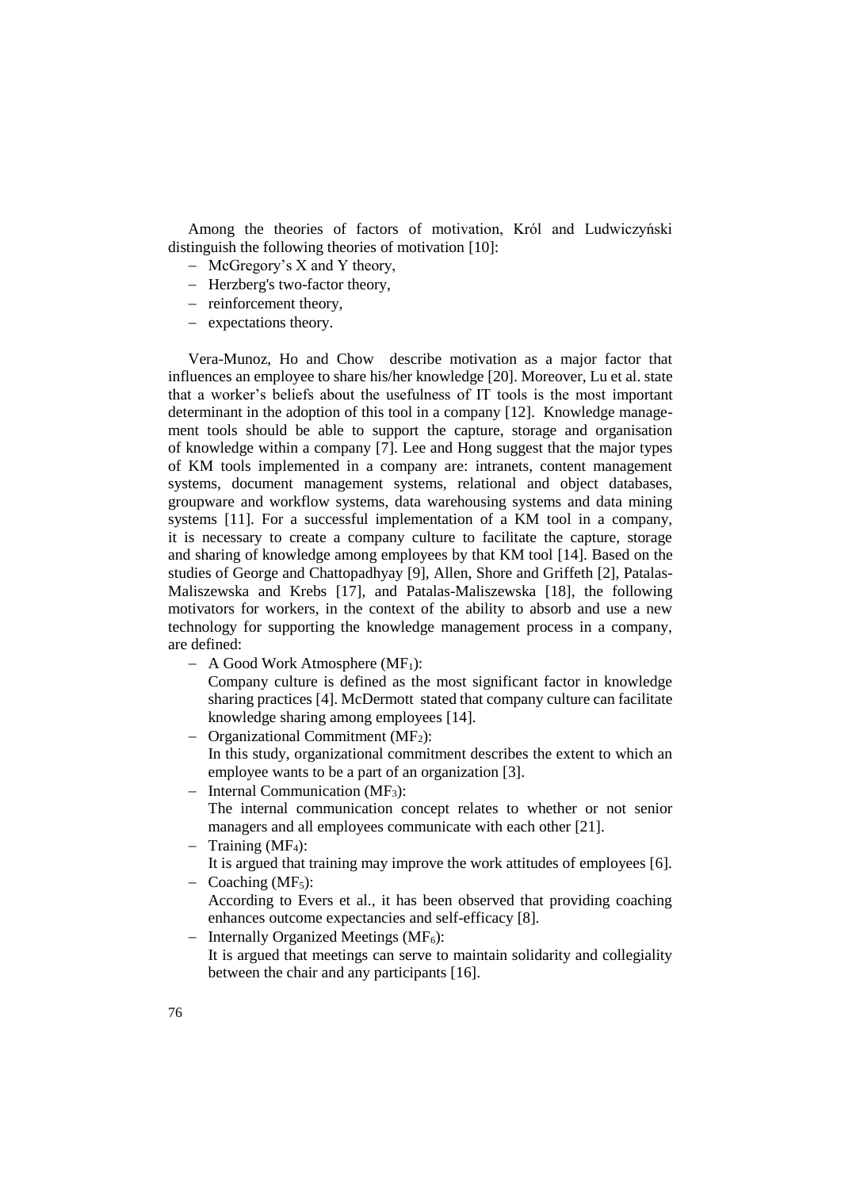Among the theories of factors of motivation, Król and Ludwiczyński distinguish the following theories of motivation [10]:

- McGregory's X and Y theory,
- Herzberg's two-factor theory,
- reinforcement theory,
- expectations theory.

Vera-Munoz, Ho and Chow describe motivation as a major factor that influences an employee to share his/her knowledge [20]. Moreover, Lu et al. state that a worker's beliefs about the usefulness of IT tools is the most important determinant in the adoption of this tool in a company [12]. Knowledge management tools should be able to support the capture, storage and organisation of knowledge within a company [7]. Lee and Hong suggest that the major types of KM tools implemented in a company are: intranets, content management systems, document management systems, relational and object databases, groupware and workflow systems, data warehousing systems and data mining systems [11]. For a successful implementation of a KM tool in a company, it is necessary to create a company culture to facilitate the capture, storage and sharing of knowledge among employees by that KM tool [14]. Based on the studies of George and Chattopadhyay [9], Allen, Shore and Griffeth [2], Patalas-Maliszewska and Krebs [17], and Patalas-Maliszewska [18], the following motivators for workers, in the context of the ability to absorb and use a new technology for supporting the knowledge management process in a company, are defined:

- A Good Work Atmosphere ($MF_1$):
  Company culture is defined as the most significant factor in knowledge sharing practices [4]. McDermott stated that company culture can facilitate knowledge sharing among employees [14].
- Organizational Commitment ($MF_2$):
  In this study, organizational commitment describes the extent to which an employee wants to be a part of an organization [3].
- Internal Communication ($MF_3$):
  The internal communication concept relates to whether or not senior managers and all employees communicate with each other [21].
- Training ($MF_4$):
  It is argued that training may improve the work attitudes of employees [6].
- Coaching ($MF_5$):
  According to Evers et al., it has been observed that providing coaching enhances outcome expectancies and self-efficacy [8].
- Internally Organized Meetings ($MF_6$):
  It is argued that meetings can serve to maintain solidarity and collegiality between the chair and any participants [16].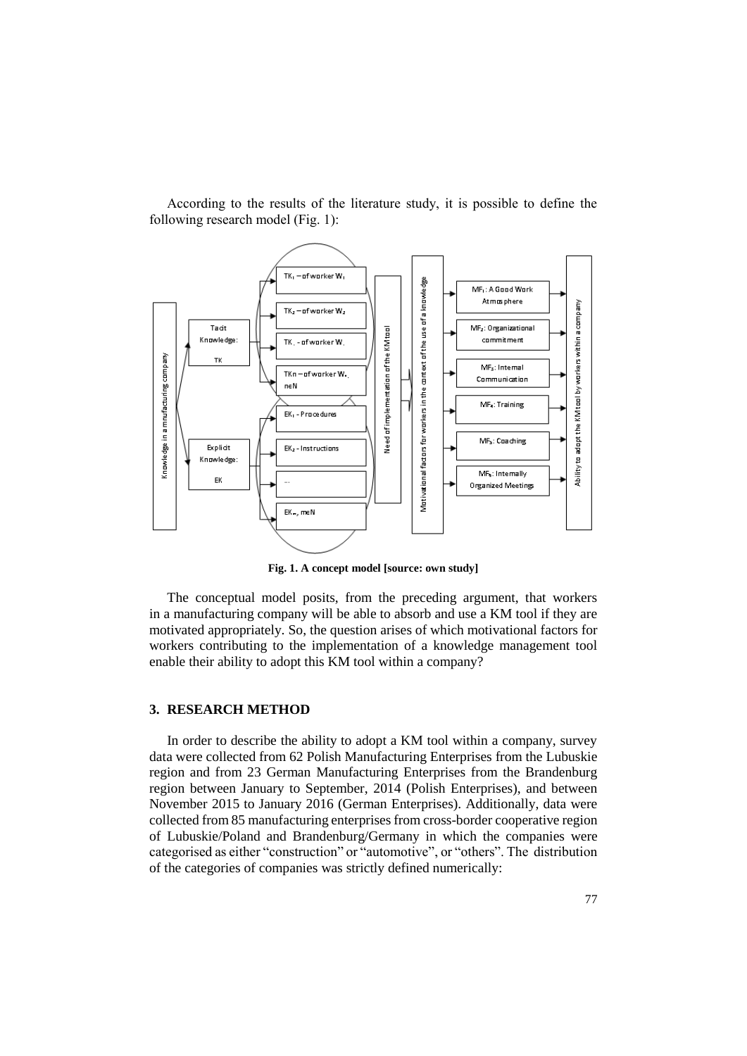According to the results of the literature study, it is possible to define the following research model (Fig. 1):

**Fig. 1. A concept model [source: own study]**

The conceptual model posits, from the preceding argument, that workers in a manufacturing company will be able to absorb and use a KM tool if they are motivated appropriately. So, the question arises of which motivational factors for workers contributing to the implementation of a knowledge management tool enable their ability to adopt this KM tool within a company?

## 3. RESEARCH METHOD

In order to describe the ability to adopt a KM tool within a company, survey data were collected from 62 Polish Manufacturing Enterprises from the Lubuskie region and from 23 German Manufacturing Enterprises from the Brandenburg region between January to September, 2014 (Polish Enterprises), and between November 2015 to January 2016 (German Enterprises). Additionally, data were collected from 85 manufacturing enterprises from cross-border cooperative region of Lubuskie/Poland and Brandenburg/Germany in which the companies were categorised as either "construction" or "automotive", or "others". The distribution of the categories of companies was strictly defined numerically: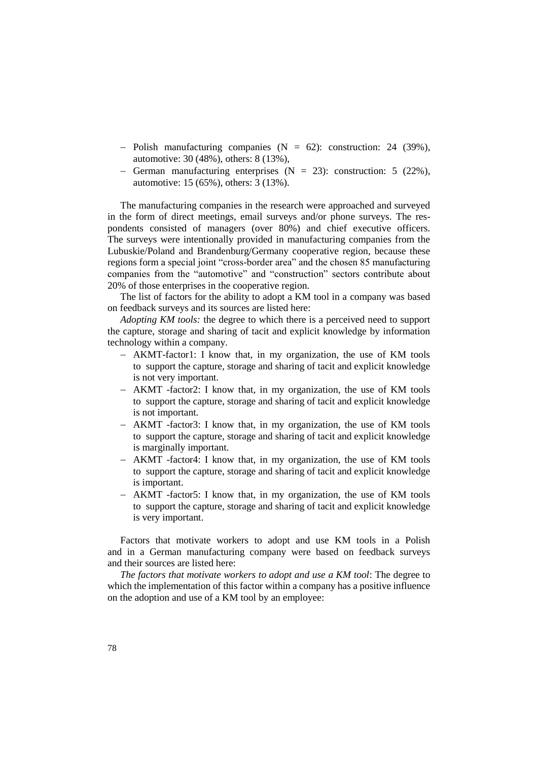- Polish manufacturing companies (N = 62): construction: 24 (39%), automotive: 30 (48%), others: 8 (13%),
- German manufacturing enterprises (N = 23): construction: 5 (22%), automotive: 15 (65%), others: 3 (13%).

The manufacturing companies in the research were approached and surveyed in the form of direct meetings, email surveys and/or phone surveys. The respondents consisted of managers (over 80%) and chief executive officers. The surveys were intentionally provided in manufacturing companies from the Lubuskie/Poland and Brandenburg/Germany cooperative region, because these regions form a special joint "cross-border area" and the chosen 85 manufacturing companies from the "automotive" and "construction" sectors contribute about 20% of those enterprises in the cooperative region.

The list of factors for the ability to adopt a KM tool in a company was based on feedback surveys and its sources are listed here:

*Adopting KM tools:* the degree to which there is a perceived need to support the capture, storage and sharing of tacit and explicit knowledge by information technology within a company.

- AKMT-factor1: I know that, in my organization, the use of KM tools to support the capture, storage and sharing of tacit and explicit knowledge is not very important.
- AKMT -factor2: I know that, in my organization, the use of KM tools to support the capture, storage and sharing of tacit and explicit knowledge is not important.
- AKMT -factor3: I know that, in my organization, the use of KM tools to support the capture, storage and sharing of tacit and explicit knowledge is marginally important.
- AKMT -factor4: I know that, in my organization, the use of KM tools to support the capture, storage and sharing of tacit and explicit knowledge is important.
- AKMT -factor5: I know that, in my organization, the use of KM tools to support the capture, storage and sharing of tacit and explicit knowledge is very important.

Factors that motivate workers to adopt and use KM tools in a Polish and in a German manufacturing company were based on feedback surveys and their sources are listed here:

*The factors that motivate workers to adopt and use a KM tool*: The degree to which the implementation of this factor within a company has a positive influence on the adoption and use of a KM tool by an employee: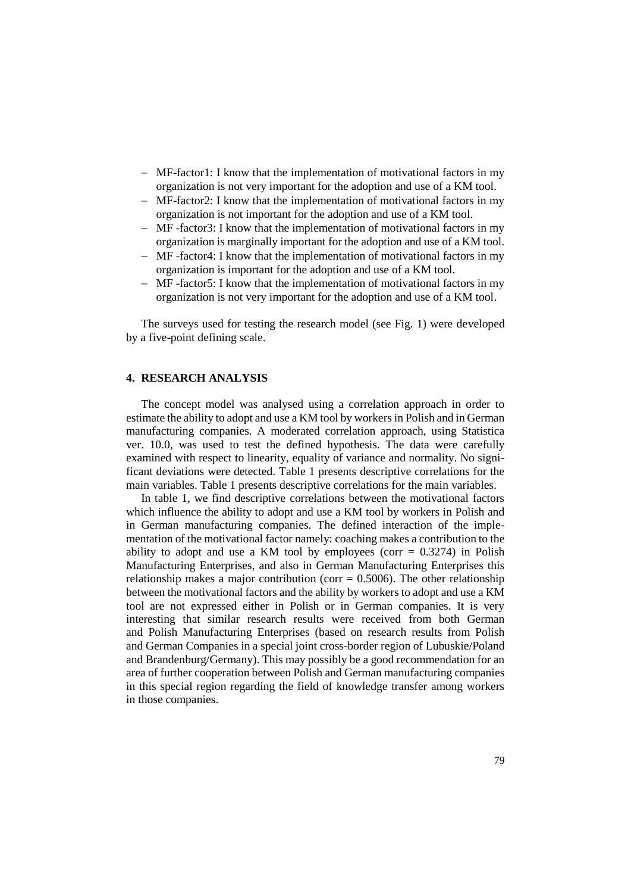- MF-factor1: I know that the implementation of motivational factors in my organization is not very important for the adoption and use of a KM tool.
- MF-factor2: I know that the implementation of motivational factors in my organization is not important for the adoption and use of a KM tool.
- MF -factor3: I know that the implementation of motivational factors in my organization is marginally important for the adoption and use of a KM tool.
- MF -factor4: I know that the implementation of motivational factors in my organization is important for the adoption and use of a KM tool.
- MF -factor5: I know that the implementation of motivational factors in my organization is not very important for the adoption and use of a KM tool.

The surveys used for testing the research model (see Fig. 1) were developed by a five-point defining scale.

## 4. RESEARCH ANALYSIS

The concept model was analysed using a correlation approach in order to estimate the ability to adopt and use a KM tool by workers in Polish and in German manufacturing companies. A moderated correlation approach, using Statistica ver. 10.0, was used to test the defined hypothesis. The data were carefully examined with respect to linearity, equality of variance and normality. No significant deviations were detected. Table 1 presents descriptive correlations for the main variables. Table 1 presents descriptive correlations for the main variables.

In table 1, we find descriptive correlations between the motivational factors which influence the ability to adopt and use a KM tool by workers in Polish and in German manufacturing companies. The defined interaction of the implementation of the motivational factor namely: coaching makes a contribution to the ability to adopt and use a KM tool by employees (corr = 0.3274) in Polish Manufacturing Enterprises, and also in German Manufacturing Enterprises this relationship makes a major contribution (corr = 0.5006). The other relationship between the motivational factors and the ability by workers to adopt and use a KM tool are not expressed either in Polish or in German companies. It is very interesting that similar research results were received from both German and Polish Manufacturing Enterprises (based on research results from Polish and German Companies in a special joint cross-border region of Lubuskie/Poland and Brandenburg/Germany). This may possibly be a good recommendation for an area of further cooperation between Polish and German manufacturing companies in this special region regarding the field of knowledge transfer among workers in those companies.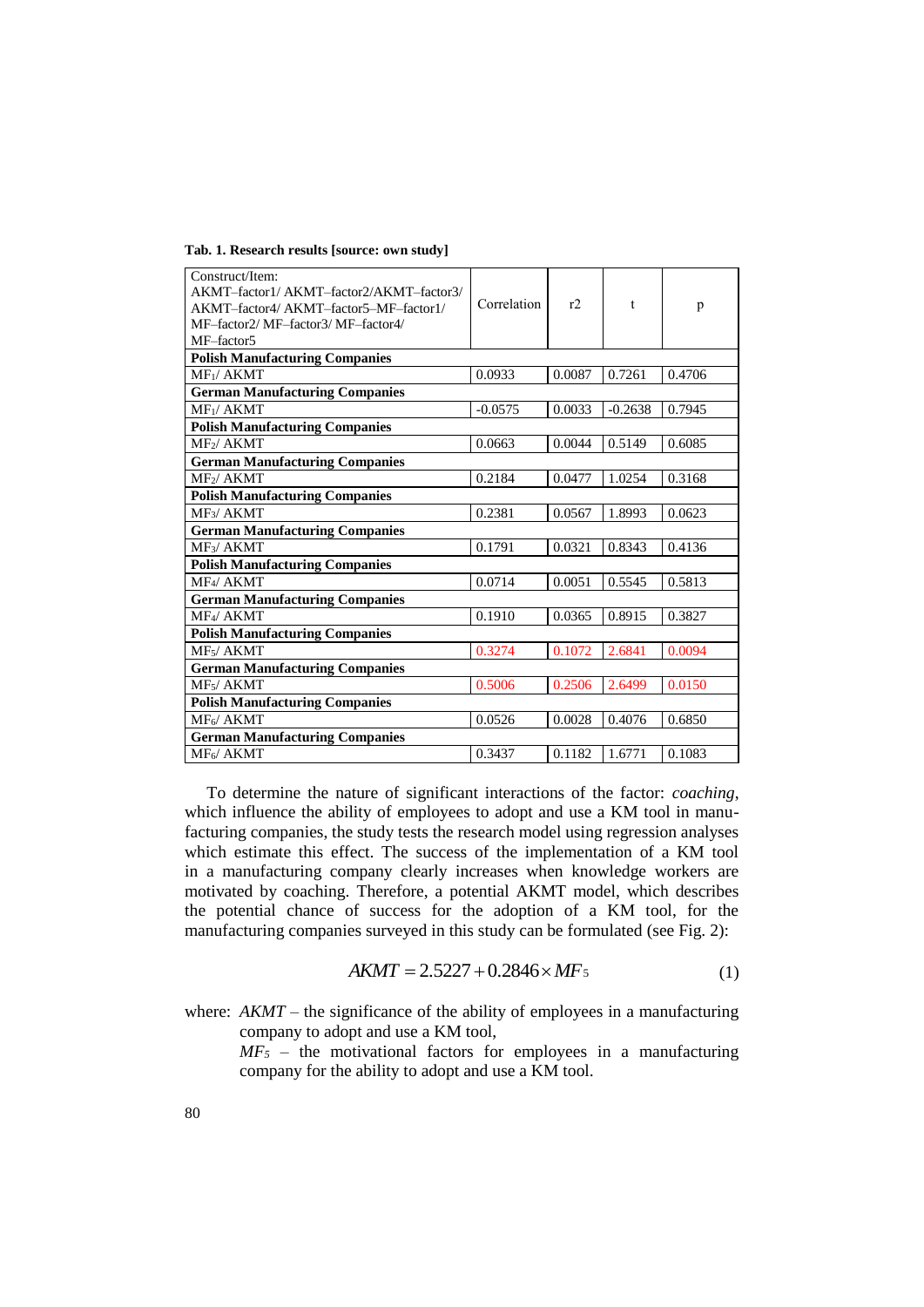**Tab. 1. Research results [source: own study]**

| Construct/Item: AKMT–factor1/ AKMT–factor2/AKMT–factor3/ AKMT–factor4/ AKMT–factor5–MF–factor1/ MF–factor2/ MF–factor3/ MF–factor4/ MF–factor5 | Correlation | r2 | t | p |
|---|---|---|---|---|
| **Polish Manufacturing Companies** | | | | |
| $MF_1$/ AKMT | 0.0933 | 0.0087 | 0.7261 | 0.4706 |
| **German Manufacturing Companies** | | | | |
| $MF_1$/ AKMT | -0.0575 | 0.0033 | -0.2638 | 0.7945 |
| **Polish Manufacturing Companies** | | | | |
| $MF_2$/ AKMT | 0.0663 | 0.0044 | 0.5149 | 0.6085 |
| **German Manufacturing Companies** | | | | |
| $MF_2$/ AKMT | 0.2184 | 0.0477 | 1.0254 | 0.3168 |
| **Polish Manufacturing Companies** | | | | |
| $MF_3$/ AKMT | 0.2381 | 0.0567 | 1.8993 | 0.0623 |
| **German Manufacturing Companies** | | | | |
| $MF_3$/ AKMT | 0.1791 | 0.0321 | 0.8343 | 0.4136 |
| **Polish Manufacturing Companies** | | | | |
| $MF_4$/ AKMT | 0.0714 | 0.0051 | 0.5545 | 0.5813 |
| **German Manufacturing Companies** | | | | |
| $MF_4$/ AKMT | 0.1910 | 0.0365 | 0.8915 | 0.3827 |
| **Polish Manufacturing Companies** | | | | |
| $MF_5$/ AKMT | 0.3274 | 0.1072 | 2.6841 | 0.0094 |
| **German Manufacturing Companies** | | | | |
| $MF_5$/ AKMT | 0.5006 | 0.2506 | 2.6499 | 0.0150 |
| **Polish Manufacturing Companies** | | | | |
| $MF_6$/ AKMT | 0.0526 | 0.0028 | 0.4076 | 0.6850 |
| **German Manufacturing Companies** | | | | |
| $MF_6$/ AKMT | 0.3437 | 0.1182 | 1.6771 | 0.1083 |

To determine the nature of significant interactions of the factor: *coaching*, which influence the ability of employees to adopt and use a KM tool in manufacturing companies, the study tests the research model using regression analyses which estimate this effect. The success of the implementation of a KM tool in a manufacturing company clearly increases when knowledge workers are motivated by coaching. Therefore, a potential AKMT model, which describes the potential chance of success for the adoption of a KM tool, for the manufacturing companies surveyed in this study can be formulated (see Fig. 2):

$$AKMT = 2.5227 + 0.2846 \times MF_5 \tag{1}$$

where: $AKMT$ – the significance of the ability of employees in a manufacturing company to adopt and use a KM tool,

$MF_5$ – the motivational factors for employees in a manufacturing company for the ability to adopt and use a KM tool.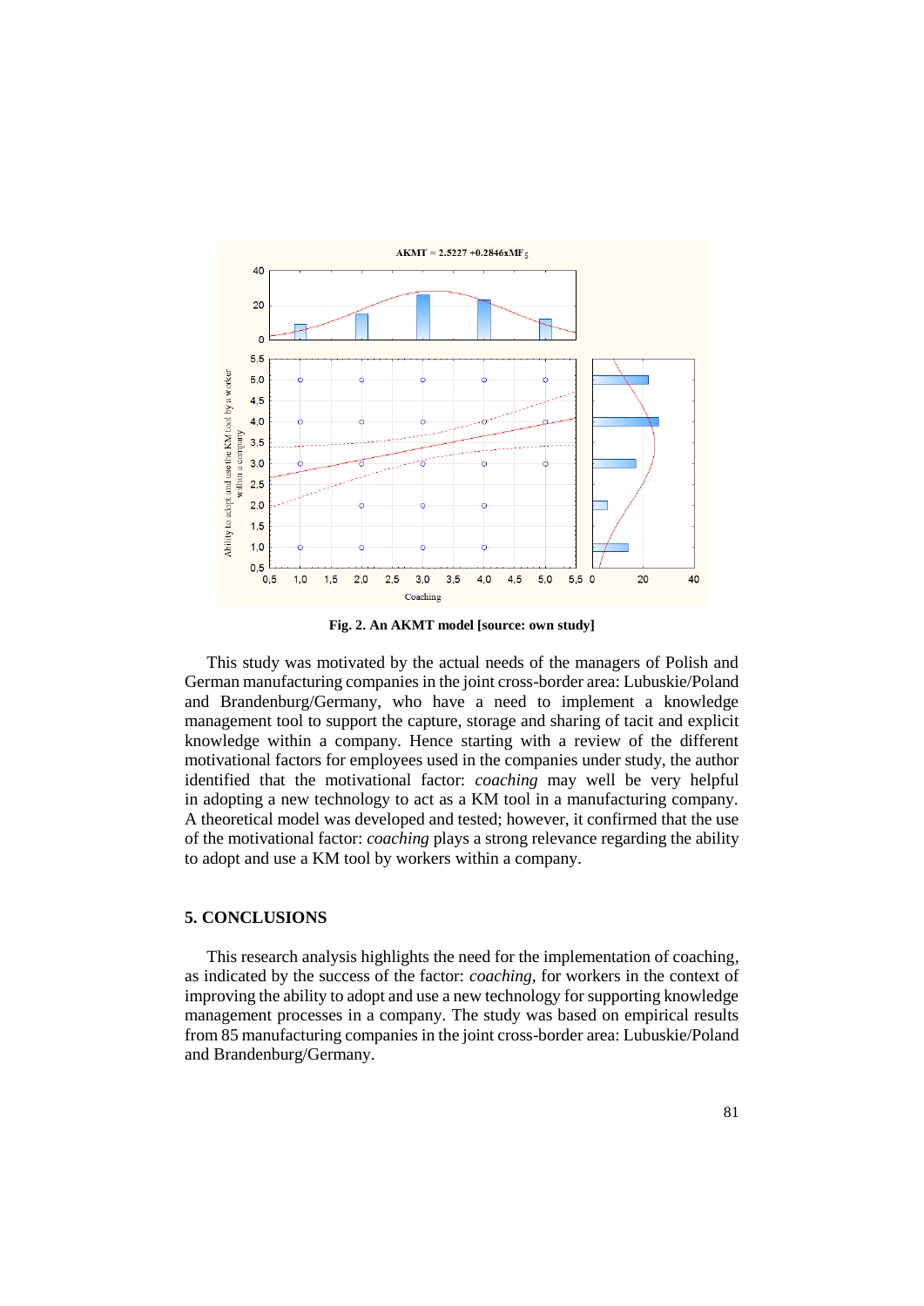Fig. 2. An AKMT model [source: own study]

This study was motivated by the actual needs of the managers of Polish and German manufacturing companies in the joint cross-border area: Lubuskie/Poland and Brandenburg/Germany, who have a need to implement a knowledge management tool to support the capture, storage and sharing of tacit and explicit knowledge within a company. Hence starting with a review of the different motivational factors for employees used in the companies under study, the author identified that the motivational factor: *coaching* may well be very helpful in adopting a new technology to act as a KM tool in a manufacturing company. A theoretical model was developed and tested; however, it confirmed that the use of the motivational factor: *coaching* plays a strong relevance regarding the ability to adopt and use a KM tool by workers within a company.

## 5. CONCLUSIONS

This research analysis highlights the need for the implementation of coaching, as indicated by the success of the factor: *coaching*, for workers in the context of improving the ability to adopt and use a new technology for supporting knowledge management processes in a company. The study was based on empirical results from 85 manufacturing companies in the joint cross-border area: Lubuskie/Poland and Brandenburg/Germany.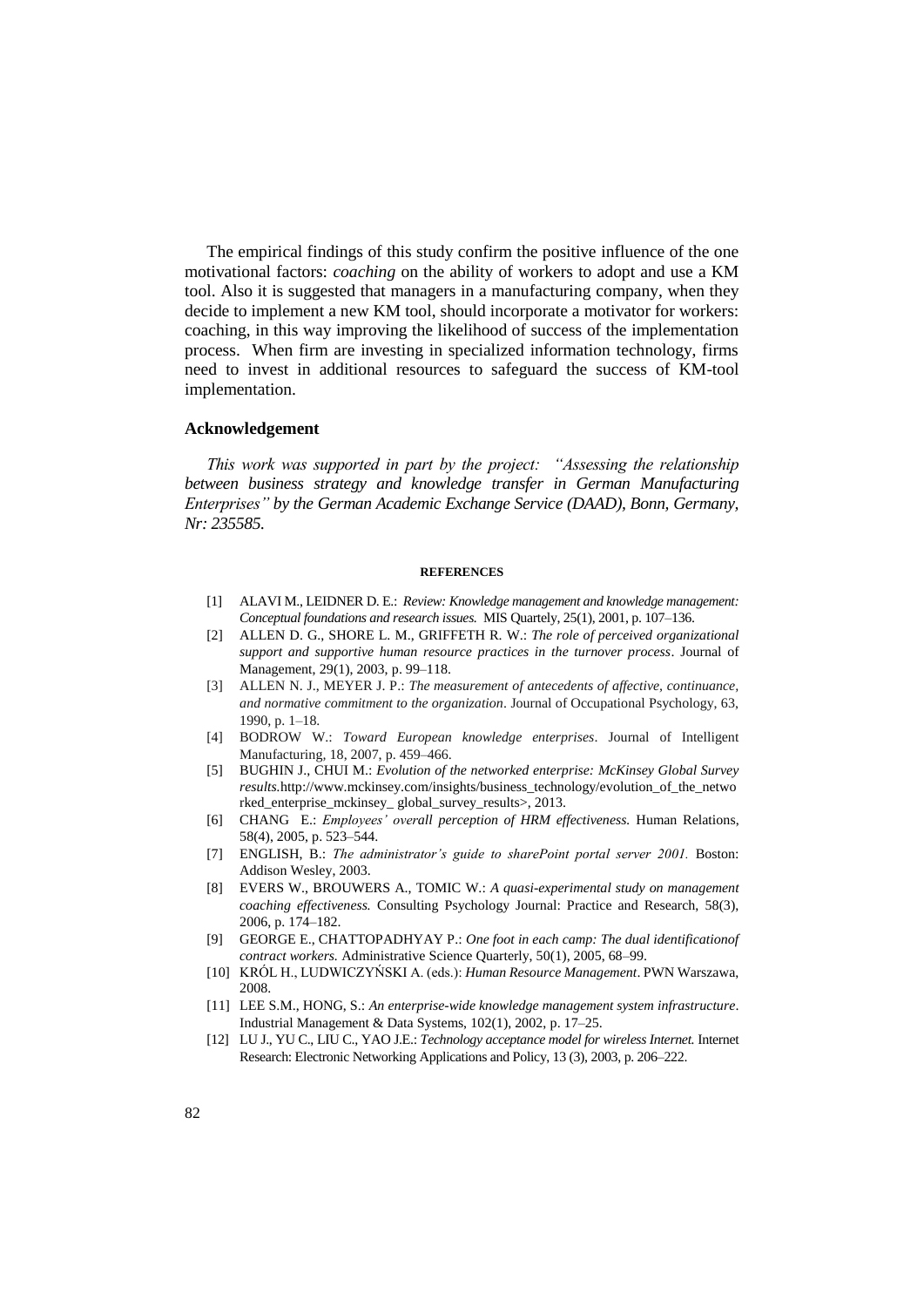The empirical findings of this study confirm the positive influence of the one motivational factors: *coaching* on the ability of workers to adopt and use a KM tool. Also it is suggested that managers in a manufacturing company, when they decide to implement a new KM tool, should incorporate a motivator for workers: coaching, in this way improving the likelihood of success of the implementation process. When firm are investing in specialized information technology, firms need to invest in additional resources to safeguard the success of KM-tool implementation.

## Acknowledgement

*This work was supported in part by the project: "Assessing the relationship between business strategy and knowledge transfer in German Manufacturing Enterprises" by the German Academic Exchange Service (DAAD), Bonn, Germany, Nr: 235585.*

### REFERENCES

[1] ALAVI M., LEIDNER D. E.: *Review: Knowledge management and knowledge management: Conceptual foundations and research issues.* MIS Quartely, 25(1), 2001, p. 107–136.

[2] ALLEN D. G., SHORE L. M., GRIFFETH R. W.: *The role of perceived organizational support and supportive human resource practices in the turnover process*. Journal of Management, 29(1), 2003, p. 99–118.

[3] ALLEN N. J., MEYER J. P.: *The measurement of antecedents of affective, continuance, and normative commitment to the organization*. Journal of Occupational Psychology, 63, 1990, p. 1–18.

[4] BODROW W.: *Toward European knowledge enterprises*. Journal of Intelligent Manufacturing, 18, 2007, p. 459–466.

[5] BUGHIN J., CHUI M.: *Evolution of the networked enterprise: McKinsey Global Survey results.*http://www.mckinsey.com/insights/business_technology/evolution_of_the_networked_enterprise_mckinsey_ global_survey_results>, 2013.

[6] CHANG E.: *Employees' overall perception of HRM effectiveness.* Human Relations, 58(4), 2005, p. 523–544.

[7] ENGLISH, B.: *The administrator's guide to sharePoint portal server 2001.* Boston: Addison Wesley, 2003.

[8] EVERS W., BROUWERS A., TOMIC W.: *A quasi-experimental study on management coaching effectiveness.* Consulting Psychology Journal: Practice and Research, 58(3), 2006, p. 174–182.

[9] GEORGE E., CHATTOPADHYAY P.: *One foot in each camp: The dual identificationof contract workers.* Administrative Science Quarterly, 50(1), 2005, 68–99.

[10] KRÓL H., LUDWICZYŃSKI A. (eds.): *Human Resource Management*. PWN Warszawa, 2008.

[11] LEE S.M., HONG, S.: *An enterprise-wide knowledge management system infrastructure*. Industrial Management & Data Systems, 102(1), 2002, p. 17–25.

[12] LU J., YU C., LIU C., YAO J.E.: *Technology acceptance model for wireless Internet.* Internet Research: Electronic Networking Applications and Policy, 13 (3), 2003, p. 206–222.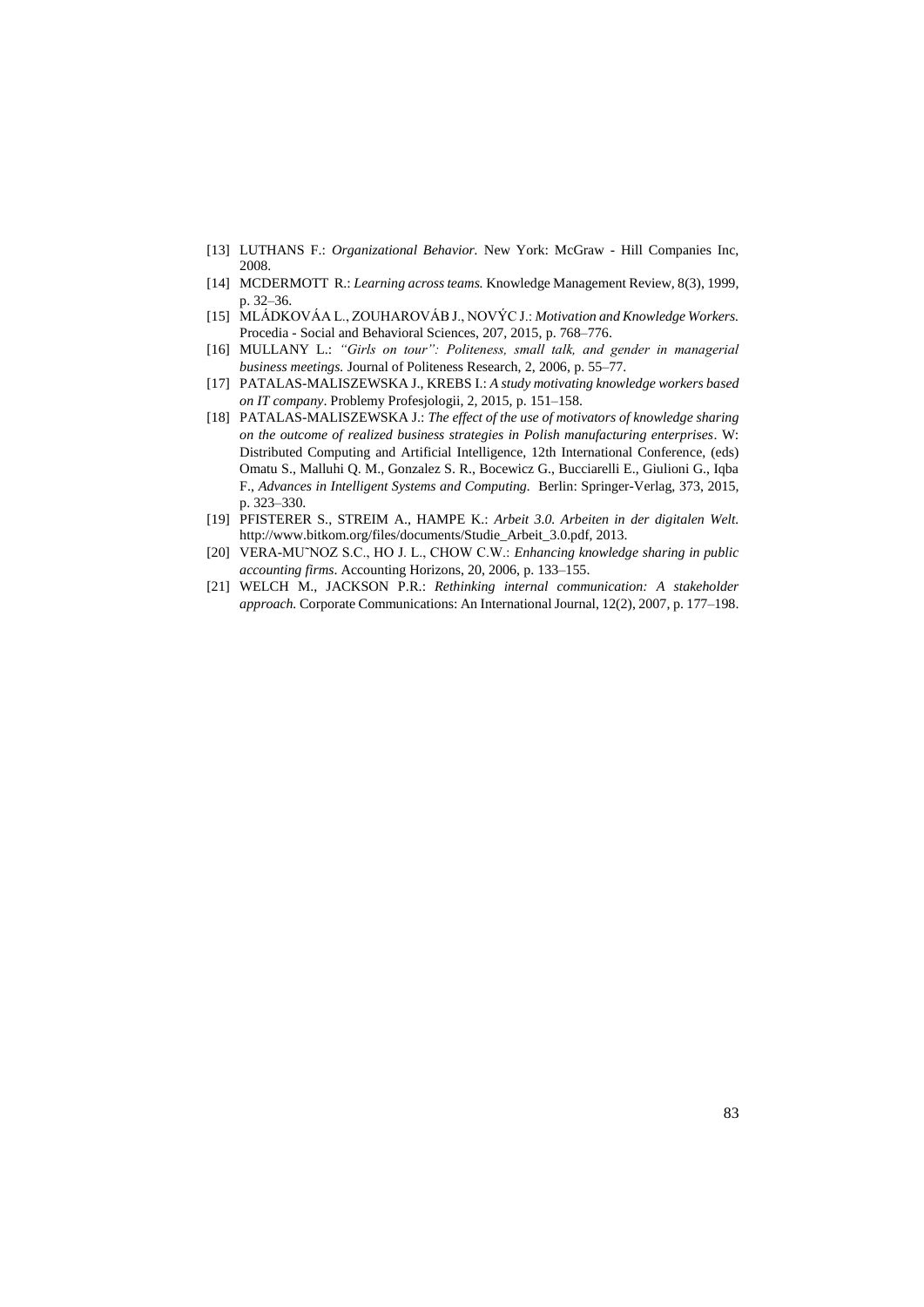[13] LUTHANS F.: *Organizational Behavior.* New York: McGraw - Hill Companies Inc, 2008.

[14] MCDERMOTT R.: *Learning across teams.* Knowledge Management Review, 8(3), 1999, p. 32–36.

[15] MLÁDKOVÁA L., ZOUHAROVÁB J., NOVÝC J.: *Motivation and Knowledge Workers.* Procedia - Social and Behavioral Sciences, 207, 2015, p. 768–776.

[16] MULLANY L.: *"Girls on tour": Politeness, small talk, and gender in managerial business meetings.* Journal of Politeness Research, 2, 2006, p. 55–77.

[17] PATALAS-MALISZEWSKA J., KREBS I.: *A study motivating knowledge workers based on IT company*. Problemy Profesjologii, 2, 2015, p. 151–158.

[18] PATALAS-MALISZEWSKA J.: *The effect of the use of motivators of knowledge sharing on the outcome of realized business strategies in Polish manufacturing enterprises*. W: Distributed Computing and Artificial Intelligence, 12th International Conference, (eds) Omatu S., Malluhi Q. M., Gonzalez S. R., Bocewicz G., Bucciarelli E., Giulioni G., Iqba F., *Advances in Intelligent Systems and Computing.* Berlin: Springer-Verlag, 373, 2015, p. 323–330.

[19] PFISTERER S., STREIM A., HAMPE K.: *Arbeit 3.0. Arbeiten in der digitalen Welt.* http://www.bitkom.org/files/documents/Studie_Arbeit_3.0.pdf, 2013.

[20] VERA-MU˜NOZ S.C., HO J. L., CHOW C.W.: *Enhancing knowledge sharing in public accounting firms*. Accounting Horizons, 20, 2006, p. 133–155.

[21] WELCH M., JACKSON P.R.: *Rethinking internal communication: A stakeholder approach.* Corporate Communications: An International Journal, 12(2), 2007, p. 177–198.